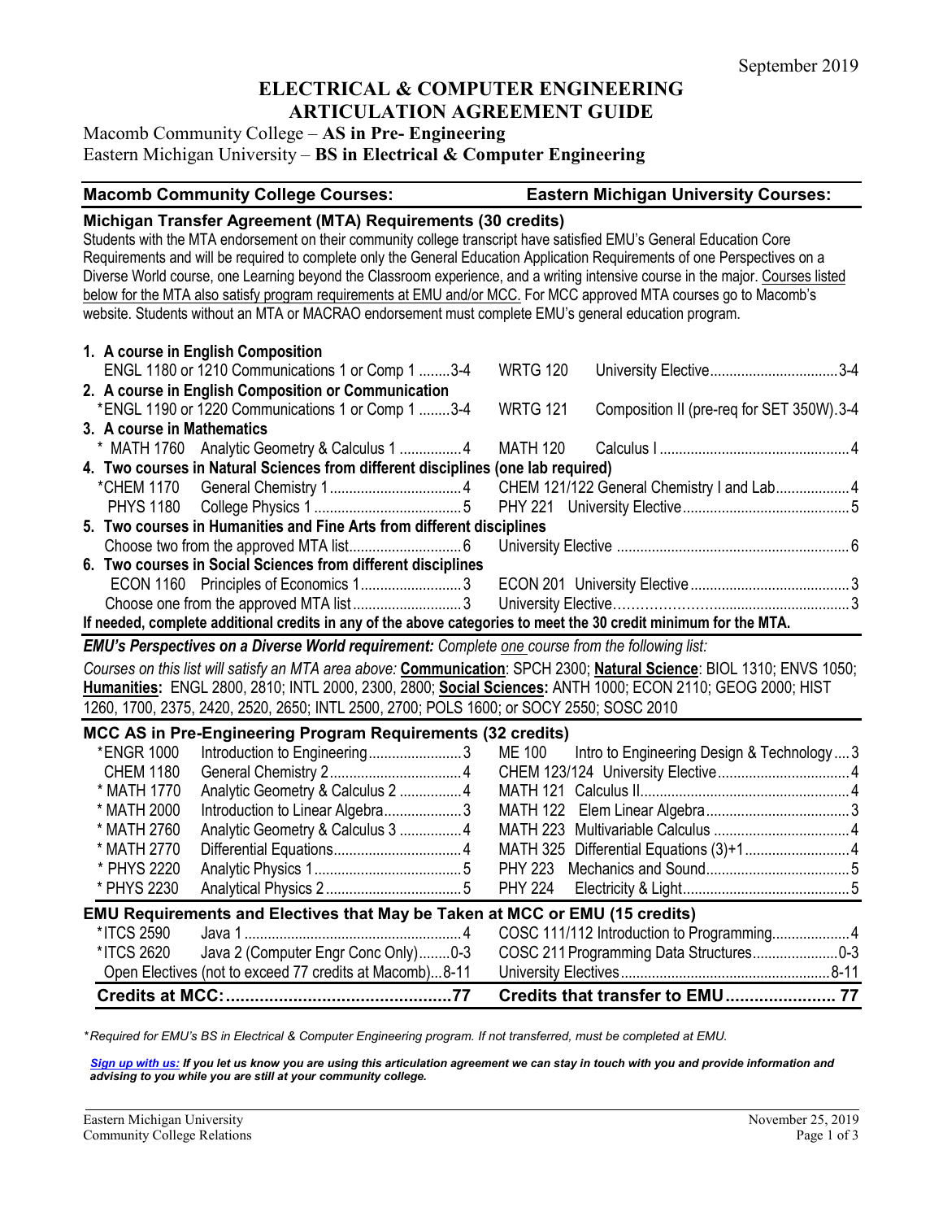September 2019

# ELECTRICAL & COMPUTER ENGINEERING ARTICULATION AGREEMENT GUIDE

Macomb Community College – **AS in Pre- Engineering**
Eastern Michigan University – **BS in Electrical & Computer Engineering**

| Macomb Community College Courses: | | | Eastern Michigan University Courses: | | |
|---|---|---|---|---|---|

## Michigan Transfer Agreement (MTA) Requirements (30 credits)

Students with the MTA endorsement on their community college transcript have satisfied EMU's General Education Core Requirements and will be required to complete only the General Education Application Requirements of one Perspectives on a Diverse World course, one Learning beyond the Classroom experience, and a writing intensive course in the major. Courses listed below for the MTA also satisfy program requirements at EMU and/or MCC. For MCC approved MTA courses go to Macomb's website. Students without an MTA or MACRAO endorsement must complete EMU's general education program.

| MCC Course | Title | Credits | EMU Course | Title | Credits |
|---|---|---|---|---|---|
| **1. A course in English Composition** | | | | | |
| ENGL 1180 or 1210 | Communications 1 or Comp 1 | 3-4 | WRTG 120 | University Elective | 3-4 |
| **2. A course in English Composition or Communication** | | | | | |
| *ENGL 1190 or 1220 | Communications 1 or Comp 1 | 3-4 | WRTG 121 | Composition II (pre-req for SET 350W) | 3-4 |
| **3. A course in Mathematics** | | | | | |
| * MATH 1760 | Analytic Geometry & Calculus 1 | 4 | MATH 120 | Calculus I | 4 |
| **4. Two courses in Natural Sciences from different disciplines (one lab required)** | | | | | |
| *CHEM 1170 | General Chemistry 1 | 4 | CHEM 121/122 | General Chemistry I and Lab | 4 |
| PHYS 1180 | College Physics 1 | 5 | PHY 221 | University Elective | 5 |
| **5. Two courses in Humanities and Fine Arts from different disciplines** | | | | | |
| Choose two from the approved MTA list | | 6 | University Elective | | 6 |
| **6. Two courses in Social Sciences from different disciplines** | | | | | |
| ECON 1160 | Principles of Economics 1 | 3 | ECON 201 | University Elective | 3 |
| Choose one from the approved MTA list | | 3 | University Elective | | 3 |

**If needed, complete additional credits in any of the above categories to meet the 30 credit minimum for the MTA.**

***EMU's Perspectives on a Diverse World requirement:*** *Complete one course from the following list:*

*Courses on this list will satisfy an MTA area above:* ***Communication***: *SPCH 2300;* ***Natural Science***: *BIOL 1310; ENVS 1050;* ***Humanities:*** *ENGL 2800, 2810; INTL 2000, 2300, 2800;* ***Social Sciences:*** *ANTH 1000; ECON 2110; GEOG 2000; HIST 1260, 1700, 2375, 2420, 2520, 2650; INTL 2500, 2700; POLS 1600; or SOCY 2550; SOSC 2010*

## MCC AS in Pre-Engineering Program Requirements (32 credits)

| MCC Course | Title | Credits | EMU Course | Title | Credits |
|---|---|---|---|---|---|
| *ENGR 1000 | Introduction to Engineering | 3 | ME 100 | Intro to Engineering Design & Technology | 3 |
| CHEM 1180 | General Chemistry 2 | 4 | CHEM 123/124 | University Elective | 4 |
| * MATH 1770 | Analytic Geometry & Calculus 2 | 4 | MATH 121 | Calculus II | 4 |
| * MATH 2000 | Introduction to Linear Algebra | 3 | MATH 122 | Elem Linear Algebra | 3 |
| * MATH 2760 | Analytic Geometry & Calculus 3 | 4 | MATH 223 | Multivariable Calculus | 4 |
| * MATH 2770 | Differential Equations | 4 | MATH 325 | Differential Equations (3)+1 | 4 |
| * PHYS 2220 | Analytic Physics 1 | 5 | PHY 223 | Mechanics and Sound | 5 |
| * PHYS 2230 | Analytical Physics 2 | 5 | PHY 224 | Electricity & Light | 5 |

## EMU Requirements and Electives that May be Taken at MCC or EMU (15 credits)

| MCC Course | Title | Credits | EMU Course | Title | Credits |
|---|---|---|---|---|---|
| *ITCS 2590 | Java 1 | 4 | COSC 111/112 | Introduction to Programming | 4 |
| *ITCS 2620 | Java 2 (Computer Engr Conc Only) | 0-3 | COSC 211 | Programming Data Structures | 0-3 |
| Open Electives (not to exceed 77 credits at Macomb) | | 8-11 | University Electives | | 8-11 |
| **Credits at MCC:** | | **77** | **Credits that transfer to EMU** | | **77** |

**Required for EMU's BS in Electrical & Computer Engineering program. If not transferred, must be completed at EMU.*

***Sign up with us:*** ***If you let us know you are using this articulation agreement we can stay in touch with you and provide information and advising to you while you are still at your community college.***

Eastern Michigan University
Community College Relations

November 25, 2019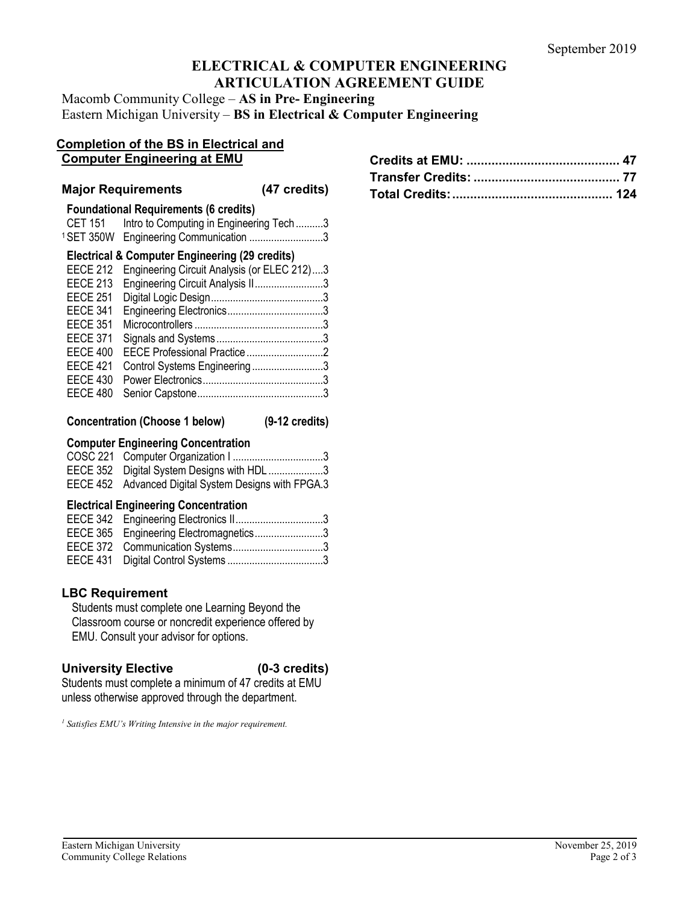September 2019

# ELECTRICAL & COMPUTER ENGINEERING ARTICULATION AGREEMENT GUIDE

Macomb Community College – **AS in Pre- Engineering**
Eastern Michigan University – **BS in Electrical & Computer Engineering**

## Completion of the BS in Electrical and Computer Engineering at EMU

### Major Requirements (47 credits)

**Foundational Requirements (6 credits)**

| Course | Title | Credits |
|---|---|---|
| CET 151 | Intro to Computing in Engineering Tech | 3 |
| [1] SET 350W | Engineering Communication | 3 |

**Electrical & Computer Engineering (29 credits)**

| Course | Title | Credits |
|---|---|---|
| EECE 212 | Engineering Circuit Analysis (or ELEC 212) | 3 |
| EECE 213 | Engineering Circuit Analysis II | 3 |
| EECE 251 | Digital Logic Design | 3 |
| EECE 341 | Engineering Electronics | 3 |
| EECE 351 | Microcontrollers | 3 |
| EECE 371 | Signals and Systems | 3 |
| EECE 400 | EECE Professional Practice | 2 |
| EECE 421 | Control Systems Engineering | 3 |
| EECE 430 | Power Electronics | 3 |
| EECE 480 | Senior Capstone | 3 |

### Concentration (Choose 1 below) (9-12 credits)

**Computer Engineering Concentration**

| Course | Title | Credits |
|---|---|---|
| COSC 221 | Computer Organization I | 3 |
| EECE 352 | Digital System Designs with HDL | 3 |
| EECE 452 | Advanced Digital System Designs with FPGA | 3 |

**Electrical Engineering Concentration**

| Course | Title | Credits |
|---|---|---|
| EECE 342 | Engineering Electronics II | 3 |
| EECE 365 | Engineering Electromagnetics | 3 |
| EECE 372 | Communication Systems | 3 |
| EECE 431 | Digital Control Systems | 3 |

### LBC Requirement

Students must complete one Learning Beyond the Classroom course or noncredit experience offered by EMU. Consult your advisor for options.

### University Elective (0-3 credits)

Students must complete a minimum of 47 credits at EMU unless otherwise approved through the department.

*[1] Satisfies EMU's Writing Intensive in the major requirement.*

**Credits at EMU: 47**
**Transfer Credits: 77**
**Total Credits: 124**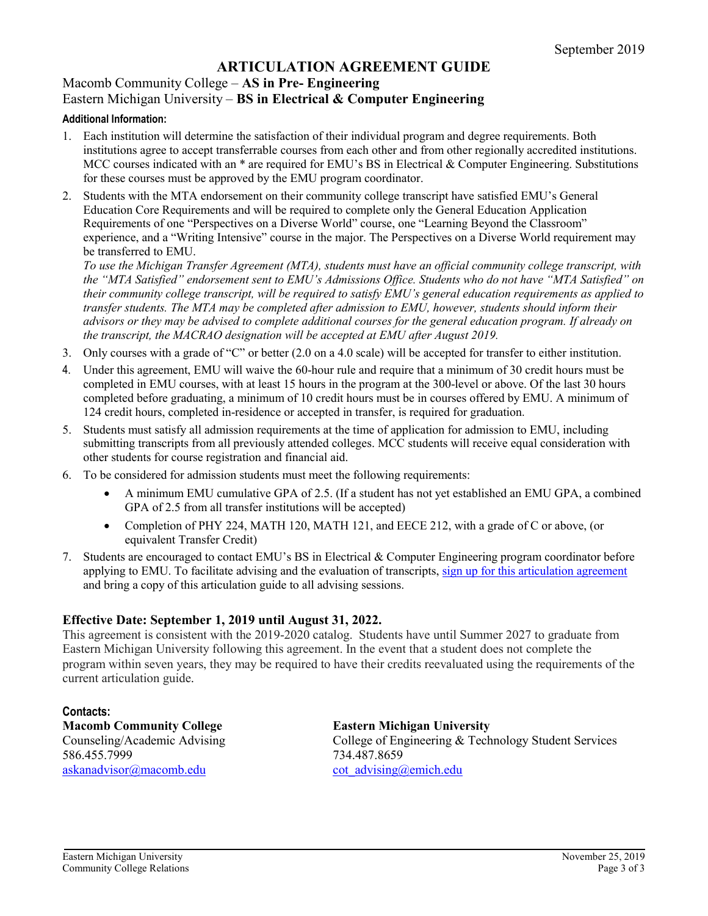September 2019

# ARTICULATION AGREEMENT GUIDE

Macomb Community College – **AS in Pre- Engineering**
Eastern Michigan University – **BS in Electrical & Computer Engineering**

**Additional Information:**

1. Each institution will determine the satisfaction of their individual program and degree requirements. Both institutions agree to accept transferrable courses from each other and from other regionally accredited institutions. MCC courses indicated with an * are required for EMU's BS in Electrical & Computer Engineering. Substitutions for these courses must be approved by the EMU program coordinator.
2. Students with the MTA endorsement on their community college transcript have satisfied EMU's General Education Core Requirements and will be required to complete only the General Education Application Requirements of one "Perspectives on a Diverse World" course, one "Learning Beyond the Classroom" experience, and a "Writing Intensive" course in the major. The Perspectives on a Diverse World requirement may be transferred to EMU.
   *To use the Michigan Transfer Agreement (MTA), students must have an official community college transcript, with the "MTA Satisfied" endorsement sent to EMU's Admissions Office. Students who do not have "MTA Satisfied" on their community college transcript, will be required to satisfy EMU's general education requirements as applied to transfer students. The MTA may be completed after admission to EMU, however, students should inform their advisors or they may be advised to complete additional courses for the general education program. If already on the transcript, the MACRAO designation will be accepted at EMU after August 2019.*
3. Only courses with a grade of "C" or better (2.0 on a 4.0 scale) will be accepted for transfer to either institution.
4. Under this agreement, EMU will waive the 60-hour rule and require that a minimum of 30 credit hours must be completed in EMU courses, with at least 15 hours in the program at the 300-level or above. Of the last 30 hours completed before graduating, a minimum of 10 credit hours must be in courses offered by EMU. A minimum of 124 credit hours, completed in-residence or accepted in transfer, is required for graduation.
5. Students must satisfy all admission requirements at the time of application for admission to EMU, including submitting transcripts from all previously attended colleges. MCC students will receive equal consideration with other students for course registration and financial aid.
6. To be considered for admission students must meet the following requirements:
   - A minimum EMU cumulative GPA of 2.5. (If a student has not yet established an EMU GPA, a combined GPA of 2.5 from all transfer institutions will be accepted)
   - Completion of PHY 224, MATH 120, MATH 121, and EECE 212, with a grade of C or above, (or equivalent Transfer Credit)
7. Students are encouraged to contact EMU's BS in Electrical & Computer Engineering program coordinator before applying to EMU. To facilitate advising and the evaluation of transcripts, sign up for this articulation agreement and bring a copy of this articulation guide to all advising sessions.

## Effective Date: September 1, 2019 until August 31, 2022.

This agreement is consistent with the 2019-2020 catalog. Students have until Summer 2027 to graduate from Eastern Michigan University following this agreement. In the event that a student does not complete the program within seven years, they may be required to have their credits reevaluated using the requirements of the current articulation guide.

**Contacts:**

**Macomb Community College**
Counseling/Academic Advising
586.455.7999
askanadvisor@macomb.edu

**Eastern Michigan University**
College of Engineering & Technology Student Services
734.487.8659
cot_advising@emich.edu

Eastern Michigan University
Community College Relations

November 25, 2019